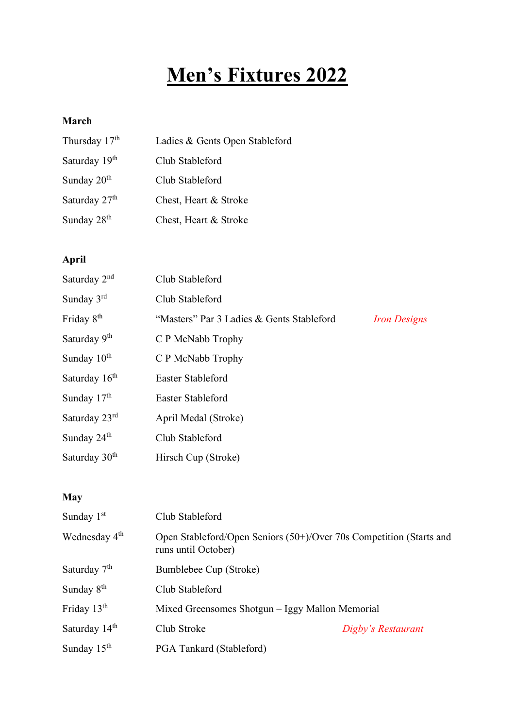# Men's Fixtures 2022

### March

| | | |
|---|---|---|
| Thursday 17th | Ladies & Gents Open Stableford | |
| Saturday 19th | Club Stableford | |
| Sunday 20th | Club Stableford | |
| Saturday 27th | Chest, Heart & Stroke | |
| Sunday 28th | Chest, Heart & Stroke | |

### April

| | | |
|---|---|---|
| Saturday 2nd | Club Stableford | |
| Sunday 3rd | Club Stableford | |
| Friday 8th | "Masters" Par 3 Ladies & Gents Stableford | *Iron Designs* |
| Saturday 9th | C P McNabb Trophy | |
| Sunday 10th | C P McNabb Trophy | |
| Saturday 16th | Easter Stableford | |
| Sunday 17th | Easter Stableford | |
| Saturday 23rd | April Medal (Stroke) | |
| Sunday 24th | Club Stableford | |
| Saturday 30th | Hirsch Cup (Stroke) | |

### May

| | | |
|---|---|---|
| Sunday 1st | Club Stableford | |
| Wednesday 4th | Open Stableford/Open Seniors (50+)/Over 70s Competition (Starts and runs until October) | |
| Saturday 7th | Bumblebee Cup (Stroke) | |
| Sunday 8th | Club Stableford | |
| Friday 13th | Mixed Greensomes Shotgun – Iggy Mallon Memorial | |
| Saturday 14th | Club Stroke | *Digby's Restaurant* |
| Sunday 15th | PGA Tankard (Stableford) | |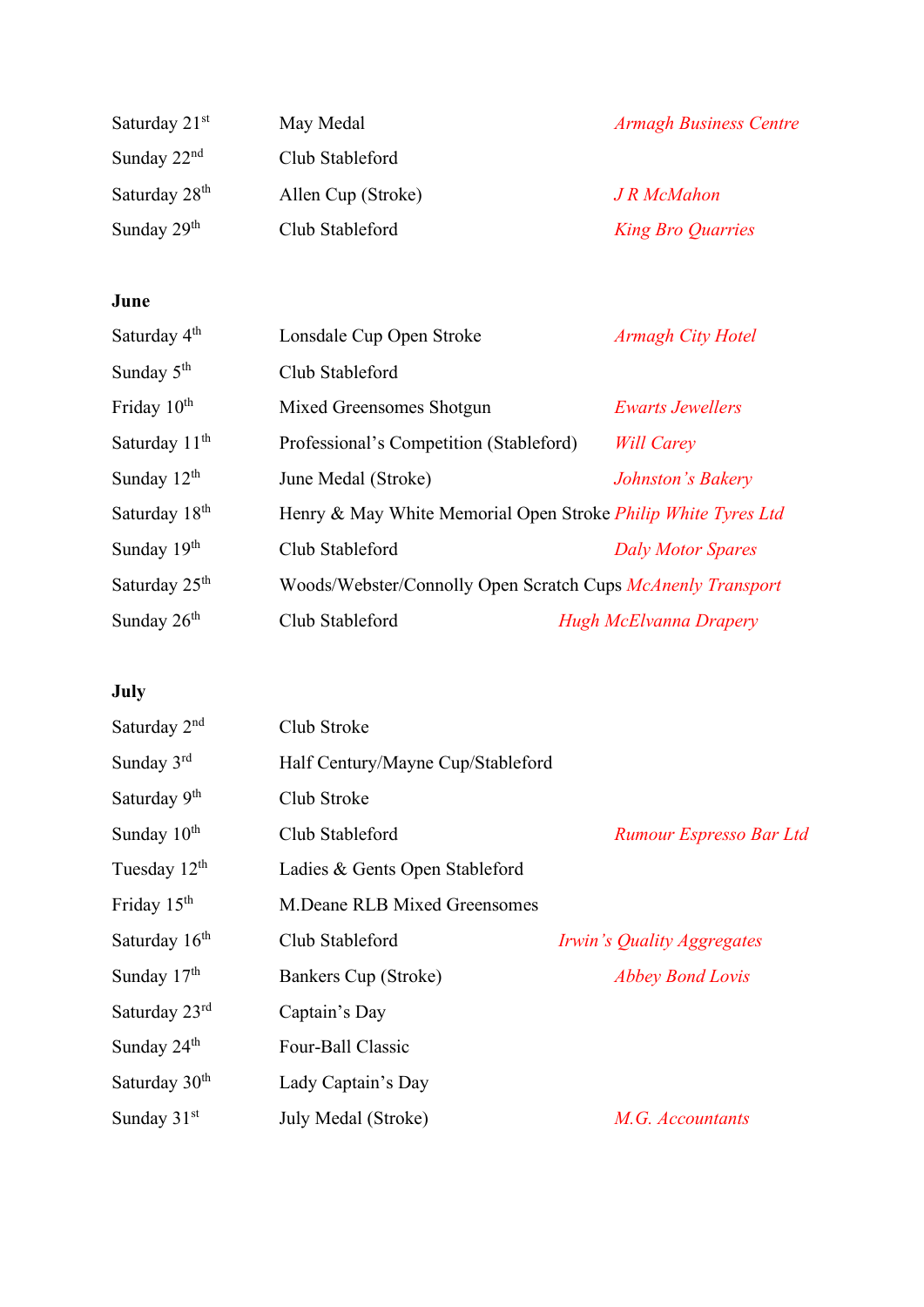| | | |
|---|---|---|
| Saturday 21st | May Medal | *Armagh Business Centre* |
| Sunday 22nd | Club Stableford | |
| Saturday 28th | Allen Cup (Stroke) | *J R McMahon* |
| Sunday 29th | Club Stableford | *King Bro Quarries* |

**June**

| | | |
|---|---|---|
| Saturday 4th | Lonsdale Cup Open Stroke | *Armagh City Hotel* |
| Sunday 5th | Club Stableford | |
| Friday 10th | Mixed Greensomes Shotgun | *Ewarts Jewellers* |
| Saturday 11th | Professional's Competition (Stableford) | *Will Carey* |
| Sunday 12th | June Medal (Stroke) | *Johnston's Bakery* |
| Saturday 18th | Henry & May White Memorial Open Stroke | *Philip White Tyres Ltd* |
| Sunday 19th | Club Stableford | *Daly Motor Spares* |
| Saturday 25th | Woods/Webster/Connolly Open Scratch Cups | *McAnenly Transport* |
| Sunday 26th | Club Stableford | *Hugh McElvanna Drapery* |

**July**

| | | |
|---|---|---|
| Saturday 2nd | Club Stroke | |
| Sunday 3rd | Half Century/Mayne Cup/Stableford | |
| Saturday 9th | Club Stroke | |
| Sunday 10th | Club Stableford | *Rumour Espresso Bar Ltd* |
| Tuesday 12th | Ladies & Gents Open Stableford | |
| Friday 15th | M.Deane RLB Mixed Greensomes | |
| Saturday 16th | Club Stableford | *Irwin's Quality Aggregates* |
| Sunday 17th | Bankers Cup (Stroke) | *Abbey Bond Lovis* |
| Saturday 23rd | Captain's Day | |
| Sunday 24th | Four-Ball Classic | |
| Saturday 30th | Lady Captain's Day | |
| Sunday 31st | July Medal (Stroke) | *M.G. Accountants* |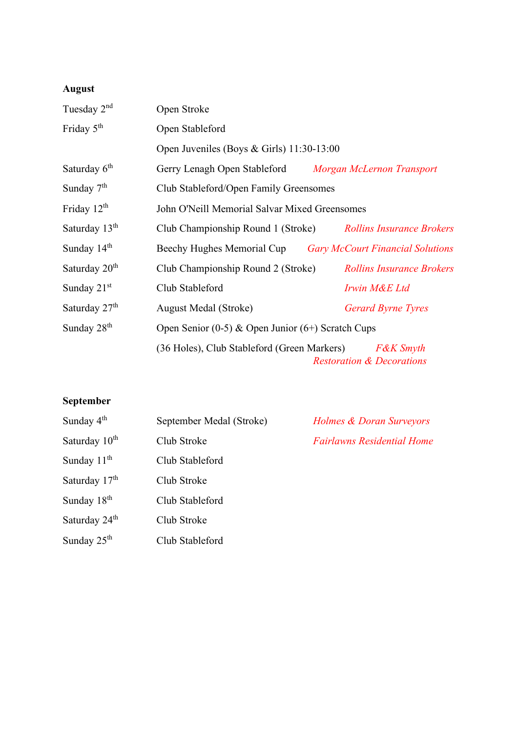**August**

| | | |
|---|---|---|
| Tuesday 2nd | Open Stroke | |
| Friday 5th | Open Stableford | |
| | Open Juveniles (Boys & Girls) 11:30-13:00 | |
| Saturday 6th | Gerry Lenagh Open Stableford | *Morgan McLernon Transport* |
| Sunday 7th | Club Stableford/Open Family Greensomes | |
| Friday 12th | John O'Neill Memorial Salvar Mixed Greensomes | |
| Saturday 13th | Club Championship Round 1 (Stroke) | *Rollins Insurance Brokers* |
| Sunday 14th | Beechy Hughes Memorial Cup | *Gary McCourt Financial Solutions* |
| Saturday 20th | Club Championship Round 2 (Stroke) | *Rollins Insurance Brokers* |
| Sunday 21st | Club Stableford | *Irwin M&E Ltd* |
| Saturday 27th | August Medal (Stroke) | *Gerard Byrne Tyres* |
| Sunday 28th | Open Senior (0-5) & Open Junior (6+) Scratch Cups | |
| | (36 Holes), Club Stableford (Green Markers) | *F&K Smyth Restoration & Decorations* |

**September**

| | | |
|---|---|---|
| Sunday 4th | September Medal (Stroke) | *Holmes & Doran Surveyors* |
| Saturday 10th | Club Stroke | *Fairlawns Residential Home* |
| Sunday 11th | Club Stableford | |
| Saturday 17th | Club Stroke | |
| Sunday 18th | Club Stableford | |
| Saturday 24th | Club Stroke | |
| Sunday 25th | Club Stableford | |